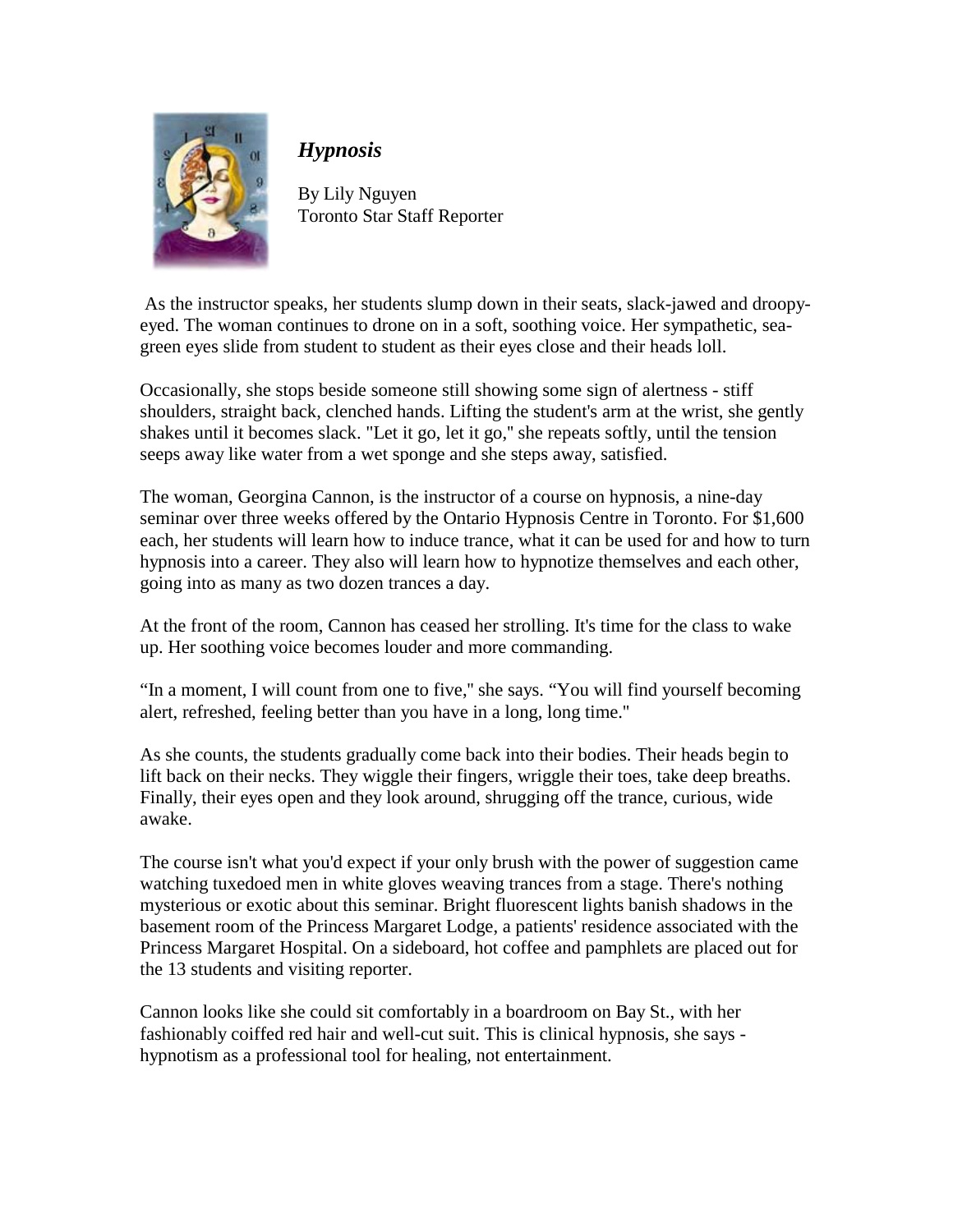# *Hypnosis*

By Lily Nguyen
Toronto Star Staff Reporter

As the instructor speaks, her students slump down in their seats, slack-jawed and droopy-eyed. The woman continues to drone on in a soft, soothing voice. Her sympathetic, sea-green eyes slide from student to student as their eyes close and their heads loll.

Occasionally, she stops beside someone still showing some sign of alertness - stiff shoulders, straight back, clenched hands. Lifting the student's arm at the wrist, she gently shakes until it becomes slack. "Let it go, let it go," she repeats softly, until the tension seeps away like water from a wet sponge and she steps away, satisfied.

The woman, Georgina Cannon, is the instructor of a course on hypnosis, a nine-day seminar over three weeks offered by the Ontario Hypnosis Centre in Toronto. For $1,600 each, her students will learn how to induce trance, what it can be used for and how to turn hypnosis into a career. They also will learn how to hypnotize themselves and each other, going into as many as two dozen trances a day.

At the front of the room, Cannon has ceased her strolling. It's time for the class to wake up. Her soothing voice becomes louder and more commanding.

“In a moment, I will count from one to five," she says. “You will find yourself becoming alert, refreshed, feeling better than you have in a long, long time."

As she counts, the students gradually come back into their bodies. Their heads begin to lift back on their necks. They wiggle their fingers, wriggle their toes, take deep breaths. Finally, their eyes open and they look around, shrugging off the trance, curious, wide awake.

The course isn't what you'd expect if your only brush with the power of suggestion came watching tuxedoed men in white gloves weaving trances from a stage. There's nothing mysterious or exotic about this seminar. Bright fluorescent lights banish shadows in the basement room of the Princess Margaret Lodge, a patients' residence associated with the Princess Margaret Hospital. On a sideboard, hot coffee and pamphlets are placed out for the 13 students and visiting reporter.

Cannon looks like she could sit comfortably in a boardroom on Bay St., with her fashionably coiffed red hair and well-cut suit. This is clinical hypnosis, she says - hypnotism as a professional tool for healing, not entertainment.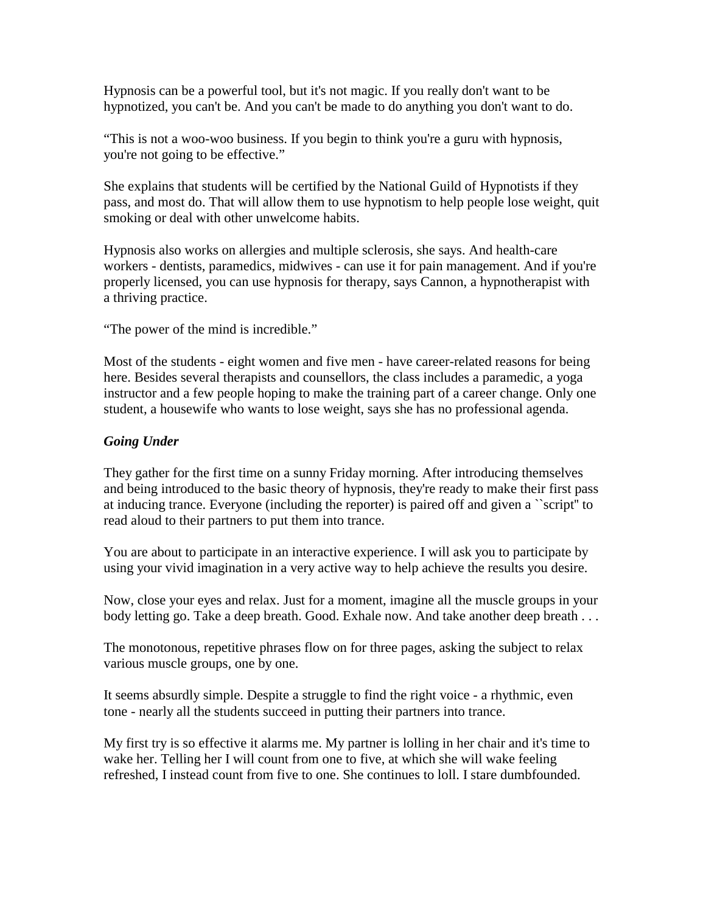Hypnosis can be a powerful tool, but it's not magic. If you really don't want to be hypnotized, you can't be. And you can't be made to do anything you don't want to do.

“This is not a woo-woo business. If you begin to think you're a guru with hypnosis, you're not going to be effective.”

She explains that students will be certified by the National Guild of Hypnotists if they pass, and most do. That will allow them to use hypnotism to help people lose weight, quit smoking or deal with other unwelcome habits.

Hypnosis also works on allergies and multiple sclerosis, she says. And health-care workers - dentists, paramedics, midwives - can use it for pain management. And if you're properly licensed, you can use hypnosis for therapy, says Cannon, a hypnotherapist with a thriving practice.

“The power of the mind is incredible.”

Most of the students - eight women and five men - have career-related reasons for being here. Besides several therapists and counsellors, the class includes a paramedic, a yoga instructor and a few people hoping to make the training part of a career change. Only one student, a housewife who wants to lose weight, says she has no professional agenda.

***Going Under***

They gather for the first time on a sunny Friday morning. After introducing themselves and being introduced to the basic theory of hypnosis, they're ready to make their first pass at inducing trance. Everyone (including the reporter) is paired off and given a ``script'' to read aloud to their partners to put them into trance.

You are about to participate in an interactive experience. I will ask you to participate by using your vivid imagination in a very active way to help achieve the results you desire.

Now, close your eyes and relax. Just for a moment, imagine all the muscle groups in your body letting go. Take a deep breath. Good. Exhale now. And take another deep breath . . .

The monotonous, repetitive phrases flow on for three pages, asking the subject to relax various muscle groups, one by one.

It seems absurdly simple. Despite a struggle to find the right voice - a rhythmic, even tone - nearly all the students succeed in putting their partners into trance.

My first try is so effective it alarms me. My partner is lolling in her chair and it's time to wake her. Telling her I will count from one to five, at which she will wake feeling refreshed, I instead count from five to one. She continues to loll. I stare dumbfounded.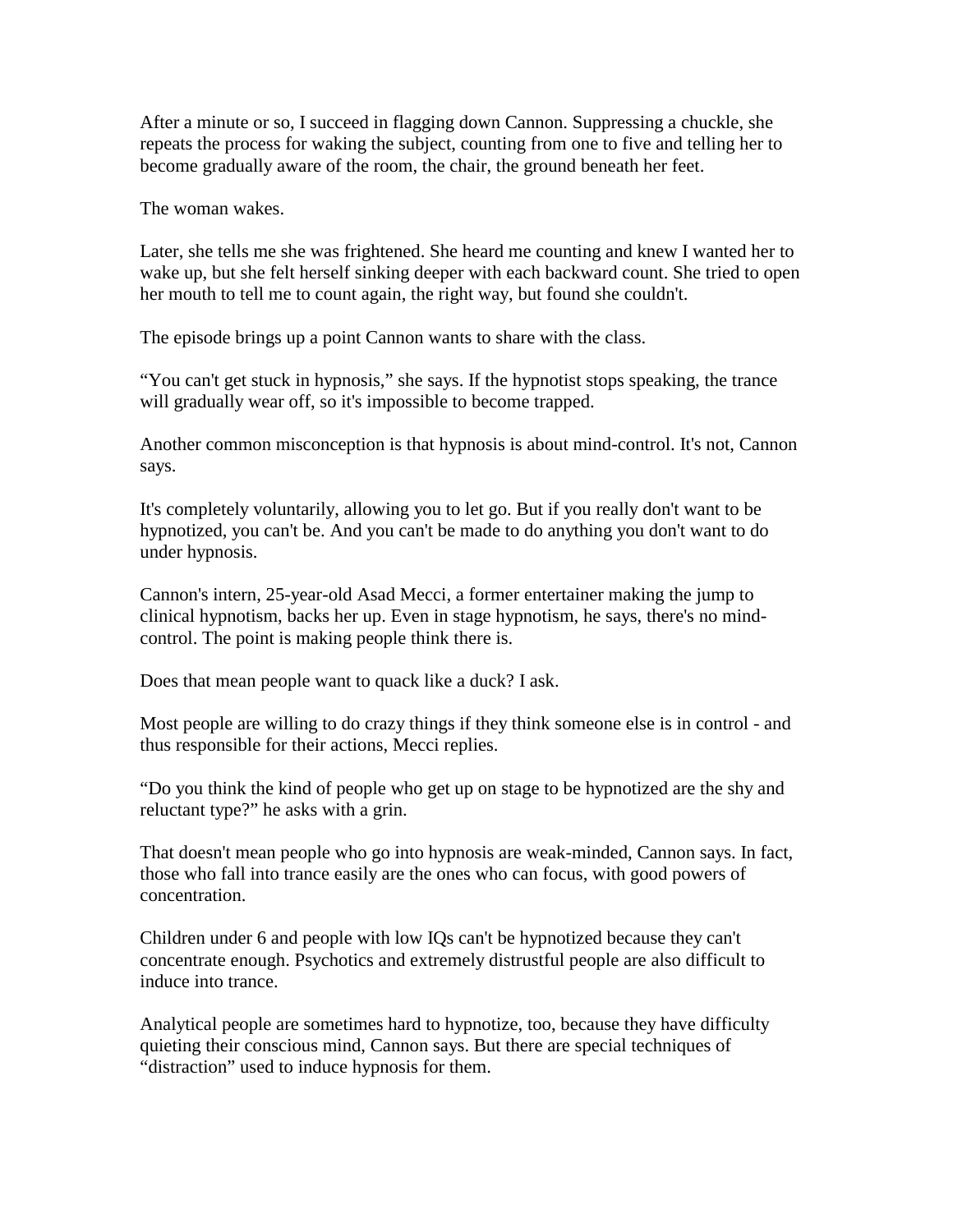After a minute or so, I succeed in flagging down Cannon. Suppressing a chuckle, she repeats the process for waking the subject, counting from one to five and telling her to become gradually aware of the room, the chair, the ground beneath her feet.

The woman wakes.

Later, she tells me she was frightened. She heard me counting and knew I wanted her to wake up, but she felt herself sinking deeper with each backward count. She tried to open her mouth to tell me to count again, the right way, but found she couldn't.

The episode brings up a point Cannon wants to share with the class.

"You can't get stuck in hypnosis," she says. If the hypnotist stops speaking, the trance will gradually wear off, so it's impossible to become trapped.

Another common misconception is that hypnosis is about mind-control. It's not, Cannon says.

It's completely voluntarily, allowing you to let go. But if you really don't want to be hypnotized, you can't be. And you can't be made to do anything you don't want to do under hypnosis.

Cannon's intern, 25-year-old Asad Mecci, a former entertainer making the jump to clinical hypnotism, backs her up. Even in stage hypnotism, he says, there's no mind-control. The point is making people think there is.

Does that mean people want to quack like a duck? I ask.

Most people are willing to do crazy things if they think someone else is in control - and thus responsible for their actions, Mecci replies.

"Do you think the kind of people who get up on stage to be hypnotized are the shy and reluctant type?" he asks with a grin.

That doesn't mean people who go into hypnosis are weak-minded, Cannon says. In fact, those who fall into trance easily are the ones who can focus, with good powers of concentration.

Children under 6 and people with low IQs can't be hypnotized because they can't concentrate enough. Psychotics and extremely distrustful people are also difficult to induce into trance.

Analytical people are sometimes hard to hypnotize, too, because they have difficulty quieting their conscious mind, Cannon says. But there are special techniques of "distraction" used to induce hypnosis for them.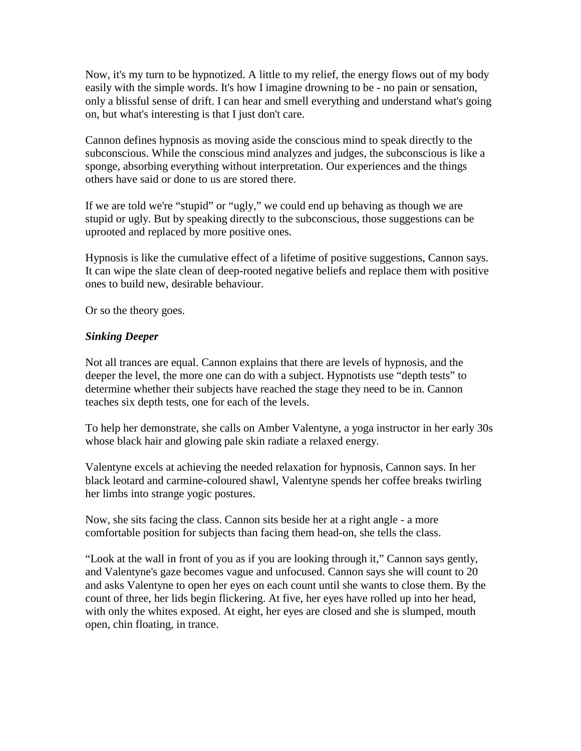Now, it's my turn to be hypnotized. A little to my relief, the energy flows out of my body easily with the simple words. It's how I imagine drowning to be - no pain or sensation, only a blissful sense of drift. I can hear and smell everything and understand what's going on, but what's interesting is that I just don't care.

Cannon defines hypnosis as moving aside the conscious mind to speak directly to the subconscious. While the conscious mind analyzes and judges, the subconscious is like a sponge, absorbing everything without interpretation. Our experiences and the things others have said or done to us are stored there.

If we are told we're "stupid" or "ugly," we could end up behaving as though we are stupid or ugly. But by speaking directly to the subconscious, those suggestions can be uprooted and replaced by more positive ones.

Hypnosis is like the cumulative effect of a lifetime of positive suggestions, Cannon says. It can wipe the slate clean of deep-rooted negative beliefs and replace them with positive ones to build new, desirable behaviour.

Or so the theory goes.

***Sinking Deeper***

Not all trances are equal. Cannon explains that there are levels of hypnosis, and the deeper the level, the more one can do with a subject. Hypnotists use "depth tests" to determine whether their subjects have reached the stage they need to be in. Cannon teaches six depth tests, one for each of the levels.

To help her demonstrate, she calls on Amber Valentyne, a yoga instructor in her early 30s whose black hair and glowing pale skin radiate a relaxed energy.

Valentyne excels at achieving the needed relaxation for hypnosis, Cannon says. In her black leotard and carmine-coloured shawl, Valentyne spends her coffee breaks twirling her limbs into strange yogic postures.

Now, she sits facing the class. Cannon sits beside her at a right angle - a more comfortable position for subjects than facing them head-on, she tells the class.

"Look at the wall in front of you as if you are looking through it," Cannon says gently, and Valentyne's gaze becomes vague and unfocused. Cannon says she will count to 20 and asks Valentyne to open her eyes on each count until she wants to close them. By the count of three, her lids begin flickering. At five, her eyes have rolled up into her head, with only the whites exposed. At eight, her eyes are closed and she is slumped, mouth open, chin floating, in trance.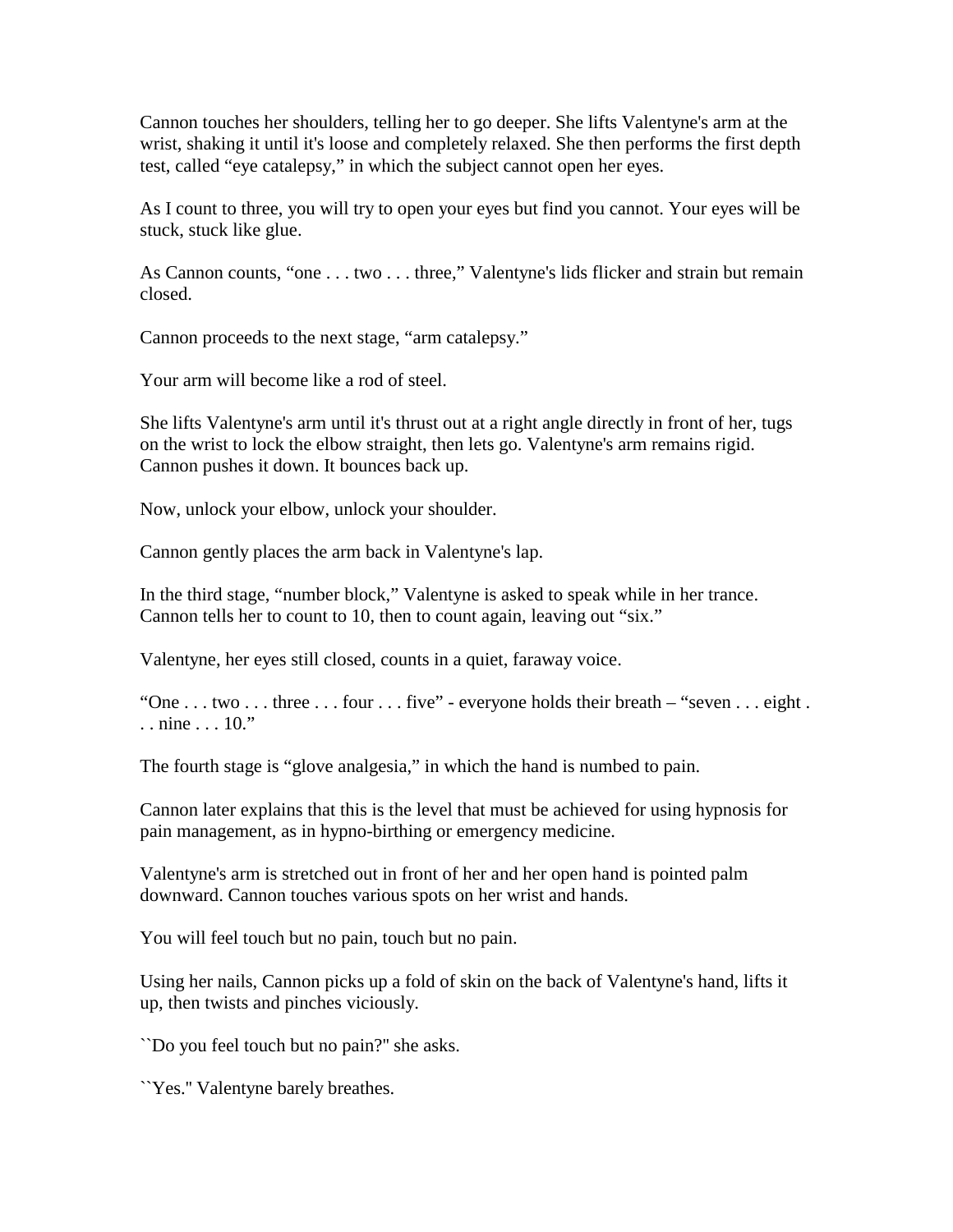Cannon touches her shoulders, telling her to go deeper. She lifts Valentyne's arm at the wrist, shaking it until it's loose and completely relaxed. She then performs the first depth test, called “eye catalepsy,” in which the subject cannot open her eyes.

As I count to three, you will try to open your eyes but find you cannot. Your eyes will be stuck, stuck like glue.

As Cannon counts, “one . . . two . . . three,” Valentyne's lids flicker and strain but remain closed.

Cannon proceeds to the next stage, “arm catalepsy.”

Your arm will become like a rod of steel.

She lifts Valentyne's arm until it's thrust out at a right angle directly in front of her, tugs on the wrist to lock the elbow straight, then lets go. Valentyne's arm remains rigid. Cannon pushes it down. It bounces back up.

Now, unlock your elbow, unlock your shoulder.

Cannon gently places the arm back in Valentyne's lap.

In the third stage, “number block,” Valentyne is asked to speak while in her trance. Cannon tells her to count to 10, then to count again, leaving out “six.”

Valentyne, her eyes still closed, counts in a quiet, faraway voice.

“One . . . two . . . three . . . four . . . five” - everyone holds their breath – “seven . . . eight . . . nine . . . 10.”

The fourth stage is “glove analgesia,” in which the hand is numbed to pain.

Cannon later explains that this is the level that must be achieved for using hypnosis for pain management, as in hypno-birthing or emergency medicine.

Valentyne's arm is stretched out in front of her and her open hand is pointed palm downward. Cannon touches various spots on her wrist and hands.

You will feel touch but no pain, touch but no pain.

Using her nails, Cannon picks up a fold of skin on the back of Valentyne's hand, lifts it up, then twists and pinches viciously.

``Do you feel touch but no pain?'' she asks.

``Yes.'' Valentyne barely breathes.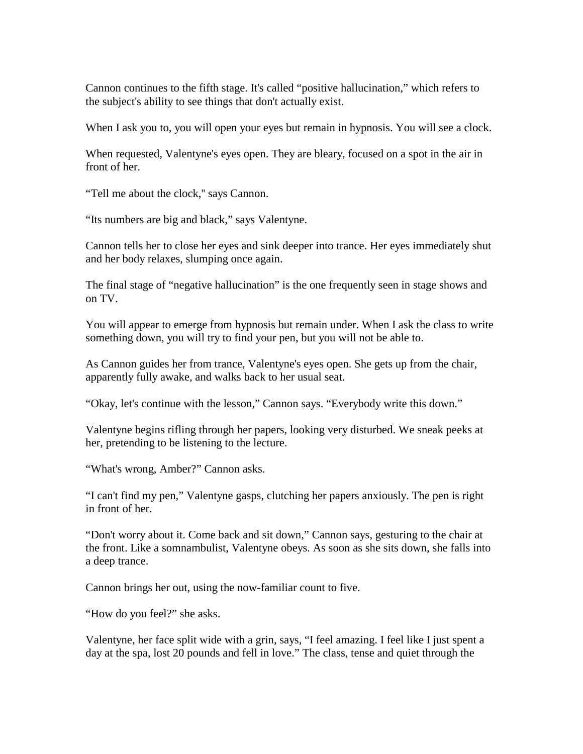Cannon continues to the fifth stage. It's called "positive hallucination," which refers to the subject's ability to see things that don't actually exist.

When I ask you to, you will open your eyes but remain in hypnosis. You will see a clock.

When requested, Valentyne's eyes open. They are bleary, focused on a spot in the air in front of her.

"Tell me about the clock," says Cannon.

"Its numbers are big and black," says Valentyne.

Cannon tells her to close her eyes and sink deeper into trance. Her eyes immediately shut and her body relaxes, slumping once again.

The final stage of "negative hallucination" is the one frequently seen in stage shows and on TV.

You will appear to emerge from hypnosis but remain under. When I ask the class to write something down, you will try to find your pen, but you will not be able to.

As Cannon guides her from trance, Valentyne's eyes open. She gets up from the chair, apparently fully awake, and walks back to her usual seat.

"Okay, let's continue with the lesson," Cannon says. "Everybody write this down."

Valentyne begins rifling through her papers, looking very disturbed. We sneak peeks at her, pretending to be listening to the lecture.

"What's wrong, Amber?" Cannon asks.

"I can't find my pen," Valentyne gasps, clutching her papers anxiously. The pen is right in front of her.

"Don't worry about it. Come back and sit down," Cannon says, gesturing to the chair at the front. Like a somnambulist, Valentyne obeys. As soon as she sits down, she falls into a deep trance.

Cannon brings her out, using the now-familiar count to five.

"How do you feel?" she asks.

Valentyne, her face split wide with a grin, says, "I feel amazing. I feel like I just spent a day at the spa, lost 20 pounds and fell in love." The class, tense and quiet through the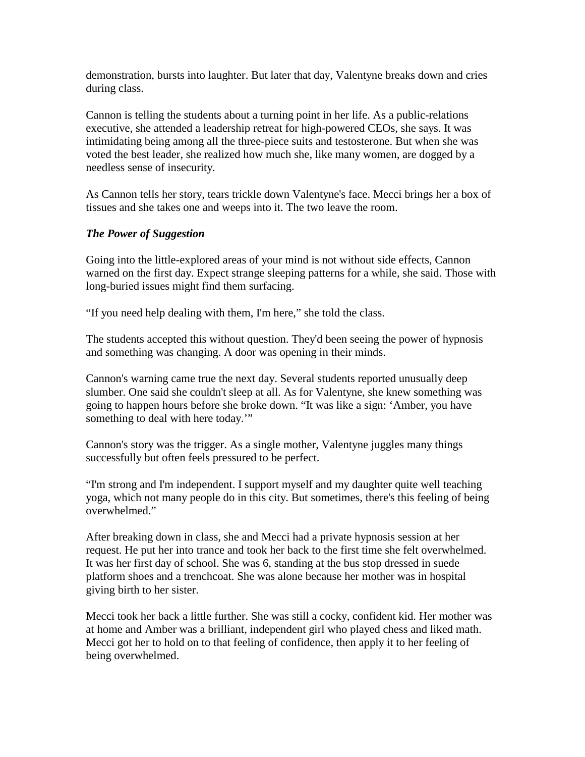demonstration, bursts into laughter. But later that day, Valentyne breaks down and cries during class.

Cannon is telling the students about a turning point in her life. As a public-relations executive, she attended a leadership retreat for high-powered CEOs, she says. It was intimidating being among all the three-piece suits and testosterone. But when she was voted the best leader, she realized how much she, like many women, are dogged by a needless sense of insecurity.

As Cannon tells her story, tears trickle down Valentyne's face. Mecci brings her a box of tissues and she takes one and weeps into it. The two leave the room.

***The Power of Suggestion***

Going into the little-explored areas of your mind is not without side effects, Cannon warned on the first day. Expect strange sleeping patterns for a while, she said. Those with long-buried issues might find them surfacing.

"If you need help dealing with them, I'm here," she told the class.

The students accepted this without question. They'd been seeing the power of hypnosis and something was changing. A door was opening in their minds.

Cannon's warning came true the next day. Several students reported unusually deep slumber. One said she couldn't sleep at all. As for Valentyne, she knew something was going to happen hours before she broke down. "It was like a sign: 'Amber, you have something to deal with here today.'"

Cannon's story was the trigger. As a single mother, Valentyne juggles many things successfully but often feels pressured to be perfect.

"I'm strong and I'm independent. I support myself and my daughter quite well teaching yoga, which not many people do in this city. But sometimes, there's this feeling of being overwhelmed."

After breaking down in class, she and Mecci had a private hypnosis session at her request. He put her into trance and took her back to the first time she felt overwhelmed. It was her first day of school. She was 6, standing at the bus stop dressed in suede platform shoes and a trenchcoat. She was alone because her mother was in hospital giving birth to her sister.

Mecci took her back a little further. She was still a cocky, confident kid. Her mother was at home and Amber was a brilliant, independent girl who played chess and liked math. Mecci got her to hold on to that feeling of confidence, then apply it to her feeling of being overwhelmed.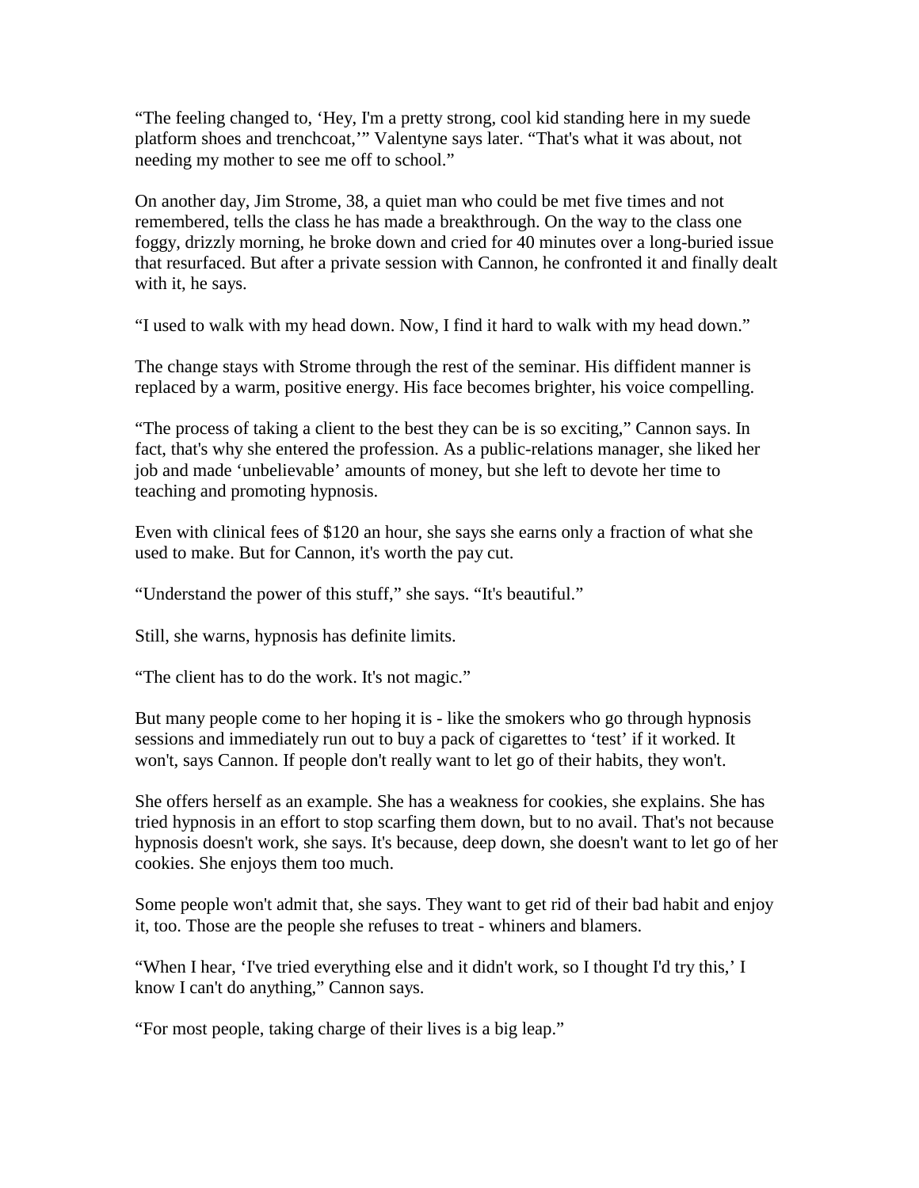“The feeling changed to, ‘Hey, I'm a pretty strong, cool kid standing here in my suede platform shoes and trenchcoat,’” Valentyne says later. “That's what it was about, not needing my mother to see me off to school.”

On another day, Jim Strome, 38, a quiet man who could be met five times and not remembered, tells the class he has made a breakthrough. On the way to the class one foggy, drizzly morning, he broke down and cried for 40 minutes over a long-buried issue that resurfaced. But after a private session with Cannon, he confronted it and finally dealt with it, he says.

“I used to walk with my head down. Now, I find it hard to walk with my head down.”

The change stays with Strome through the rest of the seminar. His diffident manner is replaced by a warm, positive energy. His face becomes brighter, his voice compelling.

“The process of taking a client to the best they can be is so exciting,” Cannon says. In fact, that's why she entered the profession. As a public-relations manager, she liked her job and made ‘unbelievable’ amounts of money, but she left to devote her time to teaching and promoting hypnosis.

Even with clinical fees of $120 an hour, she says she earns only a fraction of what she used to make. But for Cannon, it's worth the pay cut.

“Understand the power of this stuff,” she says. “It's beautiful.”

Still, she warns, hypnosis has definite limits.

“The client has to do the work. It's not magic.”

But many people come to her hoping it is - like the smokers who go through hypnosis sessions and immediately run out to buy a pack of cigarettes to ‘test’ if it worked. It won't, says Cannon. If people don't really want to let go of their habits, they won't.

She offers herself as an example. She has a weakness for cookies, she explains. She has tried hypnosis in an effort to stop scarfing them down, but to no avail. That's not because hypnosis doesn't work, she says. It's because, deep down, she doesn't want to let go of her cookies. She enjoys them too much.

Some people won't admit that, she says. They want to get rid of their bad habit and enjoy it, too. Those are the people she refuses to treat - whiners and blamers.

“When I hear, ‘I've tried everything else and it didn't work, so I thought I'd try this,’ I know I can't do anything,” Cannon says.

“For most people, taking charge of their lives is a big leap.”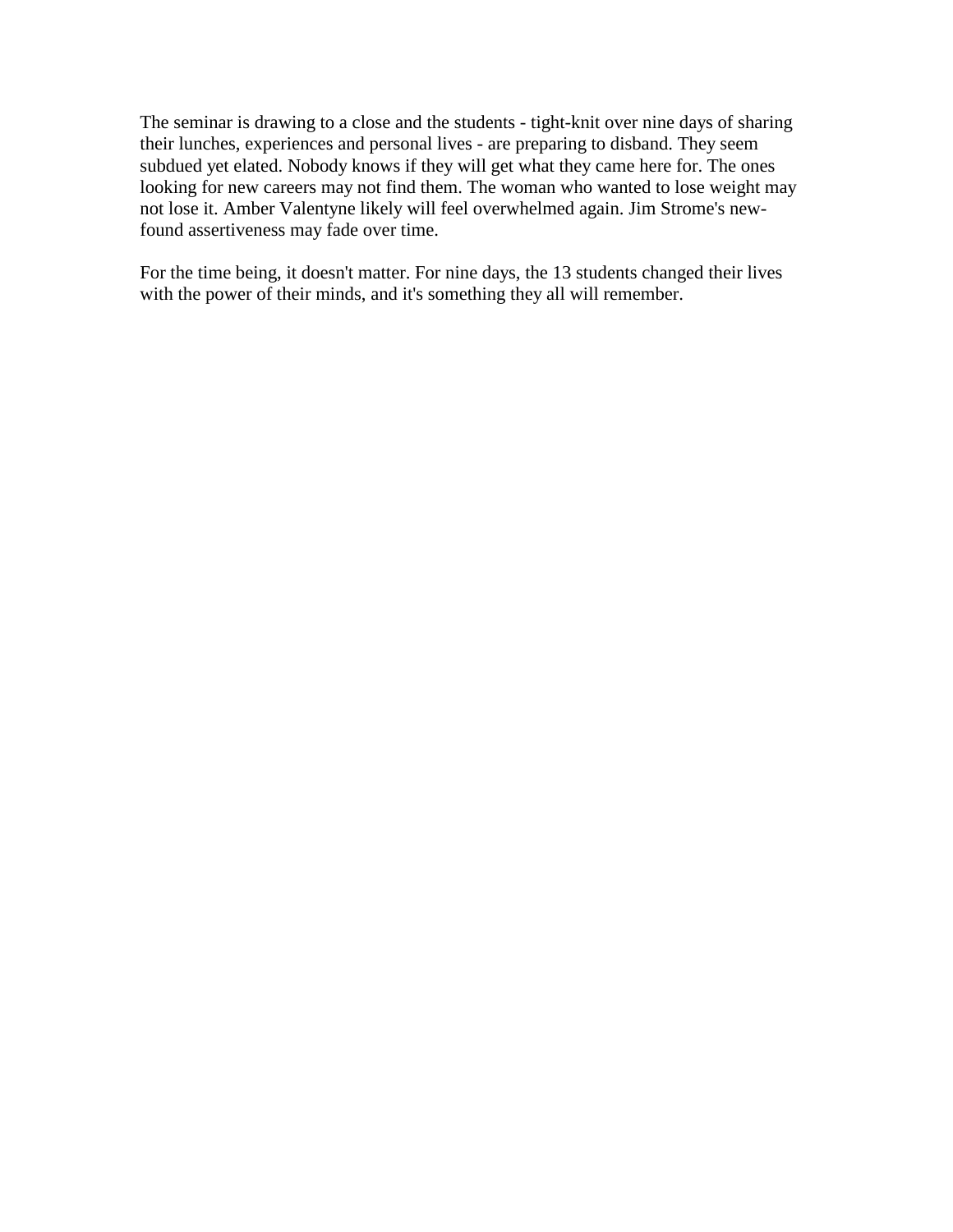The seminar is drawing to a close and the students - tight-knit over nine days of sharing their lunches, experiences and personal lives - are preparing to disband. They seem subdued yet elated. Nobody knows if they will get what they came here for. The ones looking for new careers may not find them. The woman who wanted to lose weight may not lose it. Amber Valentyne likely will feel overwhelmed again. Jim Strome's new-found assertiveness may fade over time.

For the time being, it doesn't matter. For nine days, the 13 students changed their lives with the power of their minds, and it's something they all will remember.